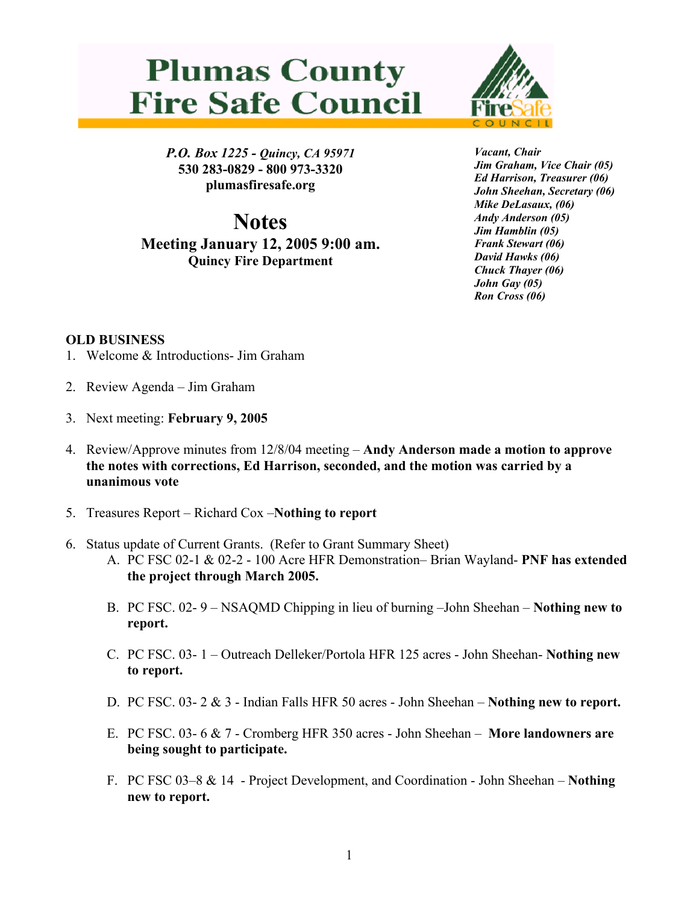# Plumas County Fire Safe Council

***P.O. Box 1225 - Quincy, CA 95971***
**530 283-0829 - 800 973-3320**
**plumasfiresafe.org**

***Vacant, Chair***
***Jim Graham, Vice Chair (05)***
***Ed Harrison, Treasurer (06)***
***John Sheehan, Secretary (06)***
***Mike DeLasaux, (06)***
***Andy Anderson (05)***
***Jim Hamblin (05)***
***Frank Stewart (06)***
***David Hawks (06)***
***Chuck Thayer (06)***
***John Gay (05)***
***Ron Cross (06)***

# Notes

## Meeting January 12, 2005 9:00 am.

### Quincy Fire Department

**OLD BUSINESS**

1. Welcome & Introductions- Jim Graham

2. Review Agenda – Jim Graham

3. Next meeting: **February 9, 2005**

4. Review/Approve minutes from 12/8/04 meeting – **Andy Anderson made a motion to approve the notes with corrections, Ed Harrison, seconded, and the motion was carried by a unanimous vote**

5. Treasures Report – Richard Cox –**Nothing to report**

6. Status update of Current Grants. (Refer to Grant Summary Sheet)
   A. PC FSC 02-1 & 02-2 - 100 Acre HFR Demonstration– Brian Wayland- **PNF has extended the project through March 2005.**

   B. PC FSC. 02- 9 – NSAQMD Chipping in lieu of burning –John Sheehan – **Nothing new to report.**

   C. PC FSC. 03- 1 – Outreach Delleker/Portola HFR 125 acres - John Sheehan- **Nothing new to report.**

   D. PC FSC. 03- 2 & 3 - Indian Falls HFR 50 acres - John Sheehan – **Nothing new to report.**

   E. PC FSC. 03- 6 & 7 - Cromberg HFR 350 acres - John Sheehan – **More landowners are being sought to participate.**

   F. PC FSC 03–8 & 14 - Project Development, and Coordination - John Sheehan – **Nothing new to report.**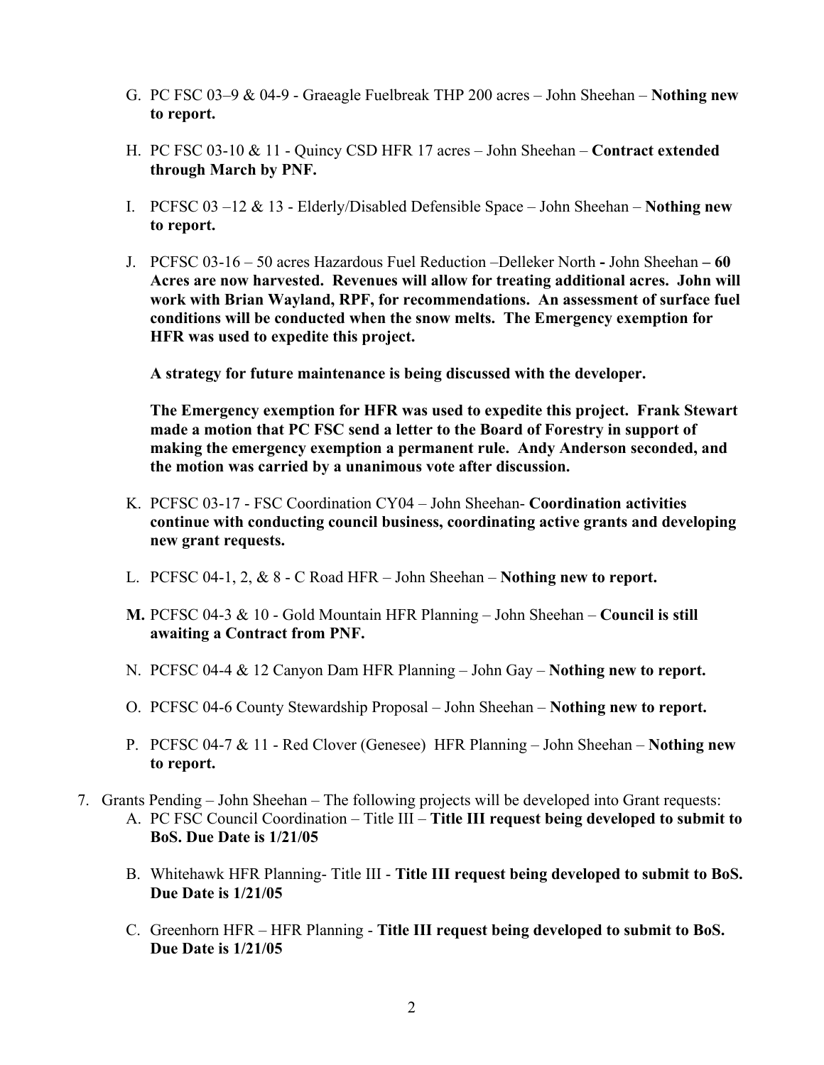G. PC FSC 03–9 & 04-9 - Graeagle Fuelbreak THP 200 acres – John Sheehan – **Nothing new to report.**

H. PC FSC 03-10 & 11 - Quincy CSD HFR 17 acres – John Sheehan – **Contract extended through March by PNF.**

I. PCFSC 03 –12 & 13 - Elderly/Disabled Defensible Space – John Sheehan – **Nothing new to report.**

J. PCFSC 03-16 – 50 acres Hazardous Fuel Reduction –Delleker North **-** John Sheehan **– 60 Acres are now harvested. Revenues will allow for treating additional acres. John will work with Brian Wayland, RPF, for recommendations. An assessment of surface fuel conditions will be conducted when the snow melts. The Emergency exemption for HFR was used to expedite this project.**

   **A strategy for future maintenance is being discussed with the developer.**

   **The Emergency exemption for HFR was used to expedite this project. Frank Stewart made a motion that PC FSC send a letter to the Board of Forestry in support of making the emergency exemption a permanent rule. Andy Anderson seconded, and the motion was carried by a unanimous vote after discussion.**

K. PCFSC 03-17 - FSC Coordination CY04 – John Sheehan- **Coordination activities continue with conducting council business, coordinating active grants and developing new grant requests.**

L. PCFSC 04-1, 2, & 8 - C Road HFR – John Sheehan – **Nothing new to report.**

**M.** PCFSC 04-3 & 10 - Gold Mountain HFR Planning – John Sheehan – **Council is still awaiting a Contract from PNF.**

N. PCFSC 04-4 & 12 Canyon Dam HFR Planning – John Gay – **Nothing new to report.**

O. PCFSC 04-6 County Stewardship Proposal – John Sheehan – **Nothing new to report.**

P. PCFSC 04-7 & 11 - Red Clover (Genesee) HFR Planning – John Sheehan – **Nothing new to report.**

7. Grants Pending – John Sheehan – The following projects will be developed into Grant requests:
   A. PC FSC Council Coordination – Title III – **Title III request being developed to submit to BoS. Due Date is 1/21/05**

   B. Whitehawk HFR Planning- Title III - **Title III request being developed to submit to BoS. Due Date is 1/21/05**

   C. Greenhorn HFR – HFR Planning - **Title III request being developed to submit to BoS. Due Date is 1/21/05**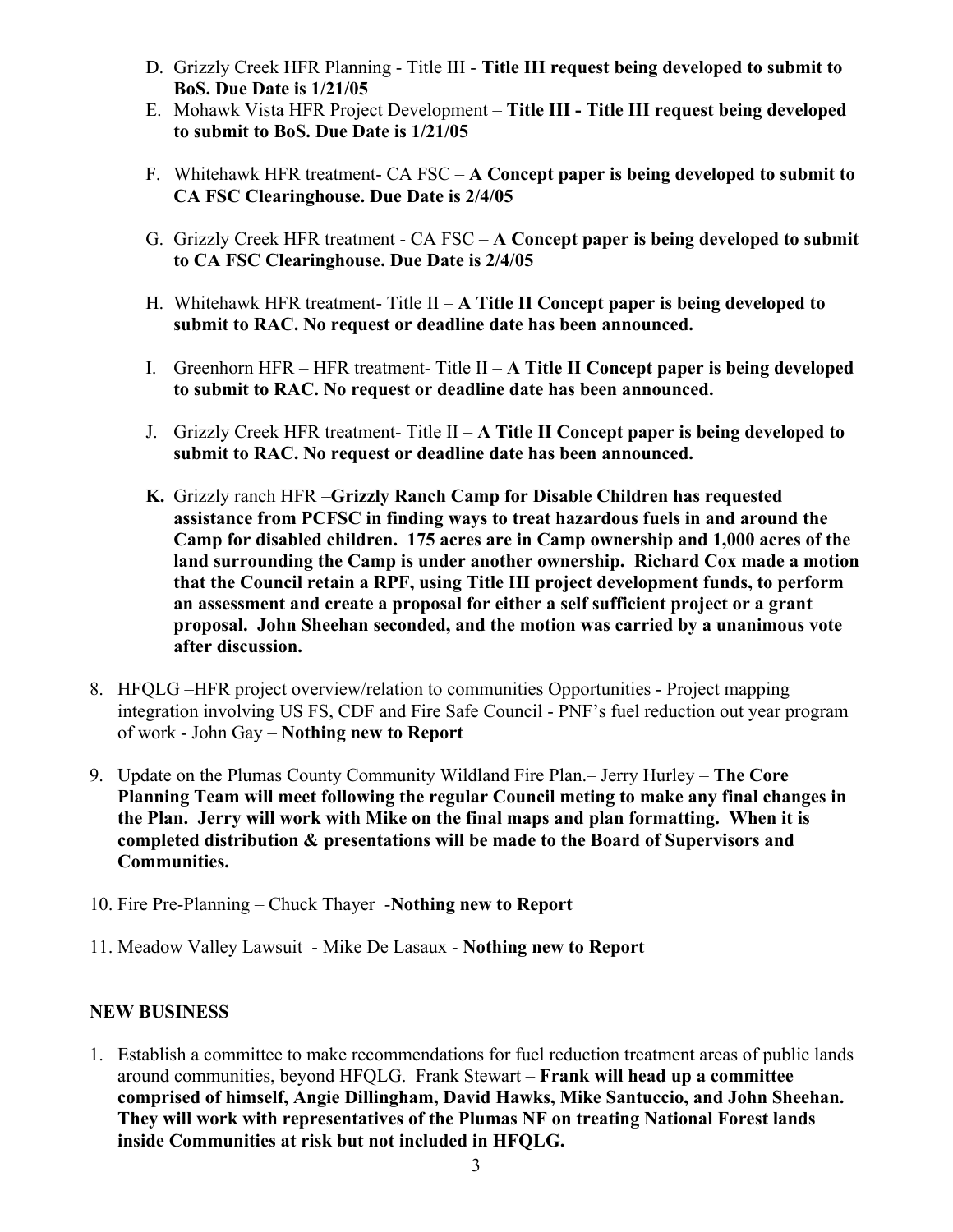D. Grizzly Creek HFR Planning - Title III - **Title III request being developed to submit to BoS. Due Date is 1/21/05**

E. Mohawk Vista HFR Project Development – **Title III - Title III request being developed to submit to BoS. Due Date is 1/21/05**

F. Whitehawk HFR treatment- CA FSC – **A Concept paper is being developed to submit to CA FSC Clearinghouse. Due Date is 2/4/05**

G. Grizzly Creek HFR treatment - CA FSC – **A Concept paper is being developed to submit to CA FSC Clearinghouse. Due Date is 2/4/05**

H. Whitehawk HFR treatment- Title II – **A Title II Concept paper is being developed to submit to RAC. No request or deadline date has been announced.**

I. Greenhorn HFR – HFR treatment- Title II – **A Title II Concept paper is being developed to submit to RAC. No request or deadline date has been announced.**

J. Grizzly Creek HFR treatment- Title II – **A Title II Concept paper is being developed to submit to RAC. No request or deadline date has been announced.**

**K.** Grizzly ranch HFR –**Grizzly Ranch Camp for Disable Children has requested assistance from PCFSC in finding ways to treat hazardous fuels in and around the Camp for disabled children. 175 acres are in Camp ownership and 1,000 acres of the land surrounding the Camp is under another ownership. Richard Cox made a motion that the Council retain a RPF, using Title III project development funds, to perform an assessment and create a proposal for either a self sufficient project or a grant proposal. John Sheehan seconded, and the motion was carried by a unanimous vote after discussion.**

8. HFQLG –HFR project overview/relation to communities Opportunities - Project mapping integration involving US FS, CDF and Fire Safe Council - PNF's fuel reduction out year program of work - John Gay – **Nothing new to Report**

9. Update on the Plumas County Community Wildland Fire Plan.– Jerry Hurley – **The Core Planning Team will meet following the regular Council meting to make any final changes in the Plan. Jerry will work with Mike on the final maps and plan formatting. When it is completed distribution & presentations will be made to the Board of Supervisors and Communities.**

10. Fire Pre-Planning – Chuck Thayer -**Nothing new to Report**

11. Meadow Valley Lawsuit - Mike De Lasaux - **Nothing new to Report**

## NEW BUSINESS

1. Establish a committee to make recommendations for fuel reduction treatment areas of public lands around communities, beyond HFQLG. Frank Stewart – **Frank will head up a committee comprised of himself, Angie Dillingham, David Hawks, Mike Santuccio, and John Sheehan. They will work with representatives of the Plumas NF on treating National Forest lands inside Communities at risk but not included in HFQLG.**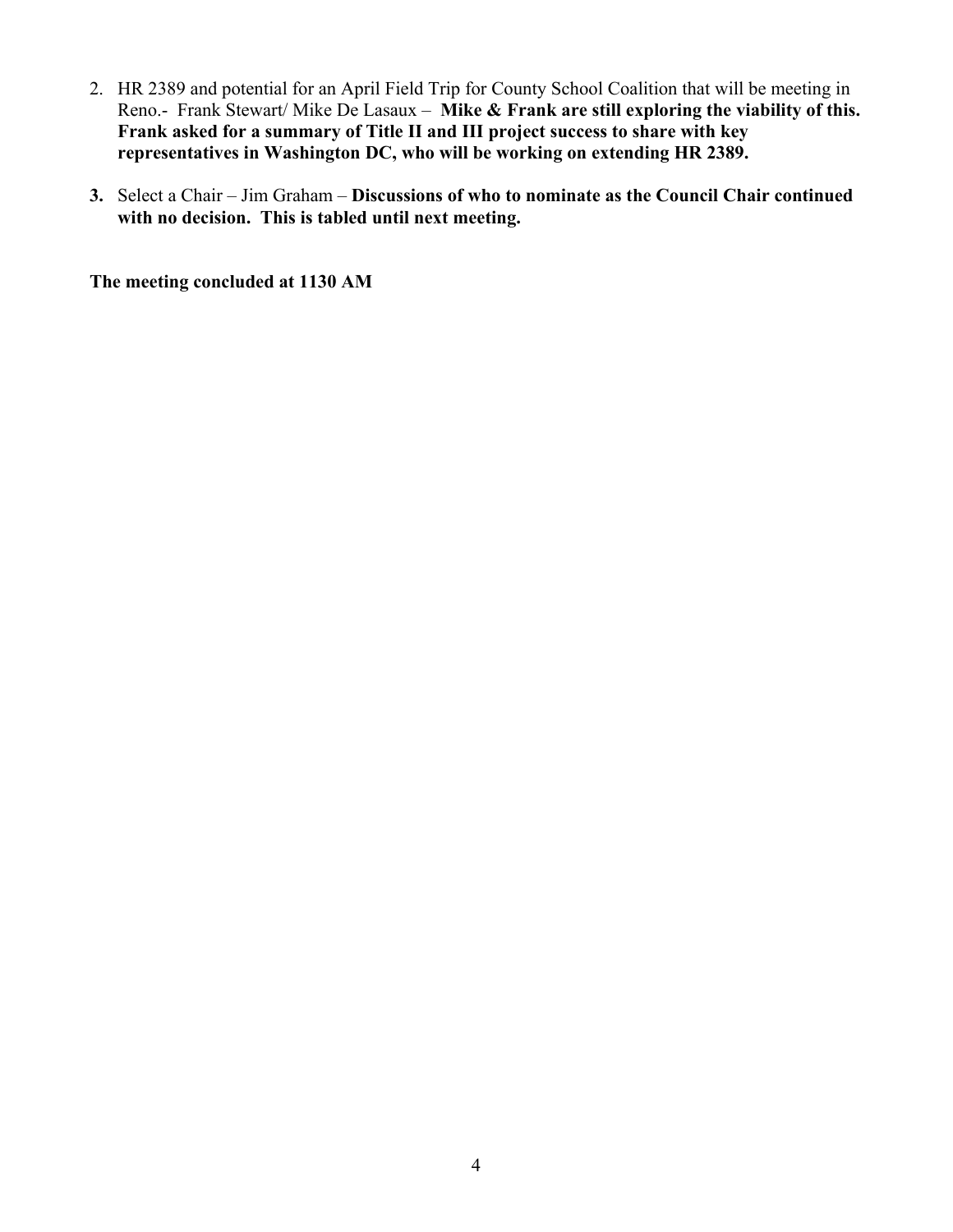2. HR 2389 and potential for an April Field Trip for County School Coalition that will be meeting in Reno.- Frank Stewart/ Mike De Lasaux – **Mike & Frank are still exploring the viability of this. Frank asked for a summary of Title II and III project success to share with key representatives in Washington DC, who will be working on extending HR 2389.**

3. Select a Chair – Jim Graham – **Discussions of who to nominate as the Council Chair continued with no decision. This is tabled until next meeting.**

**The meeting concluded at 1130 AM**